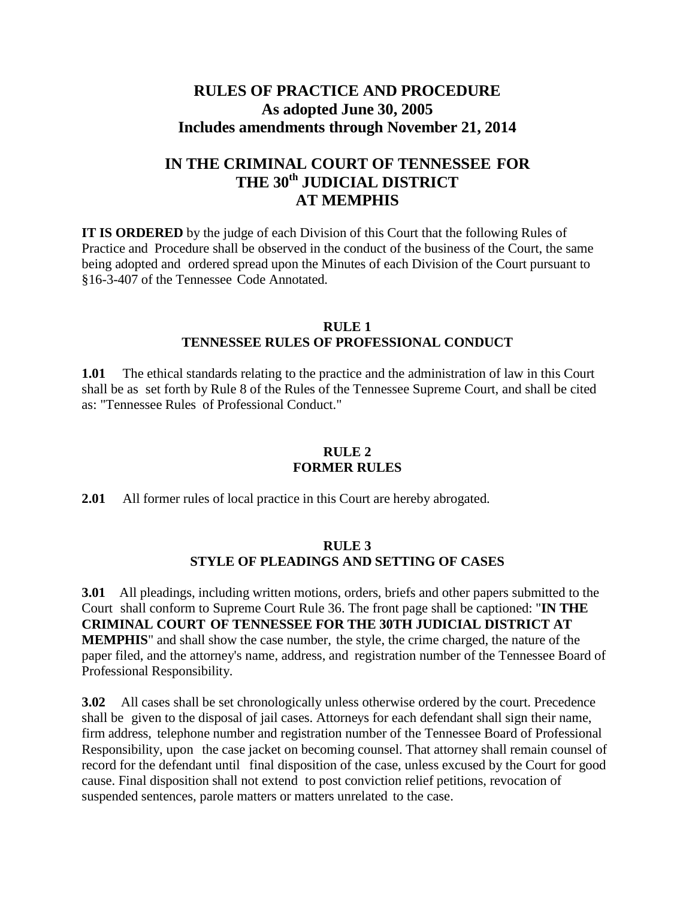# RULES OF PRACTICE AND PROCEDURE
## As adopted June 30, 2005
## Includes amendments through November 21, 2014

# IN THE CRIMINAL COURT OF TENNESSEE FOR THE 30th JUDICIAL DISTRICT AT MEMPHIS

**IT IS ORDERED** by the judge of each Division of this Court that the following Rules of Practice and Procedure shall be observed in the conduct of the business of the Court, the same being adopted and ordered spread upon the Minutes of each Division of the Court pursuant to §16-3-407 of the Tennessee Code Annotated.

## RULE 1
## TENNESSEE RULES OF PROFESSIONAL CONDUCT

**1.01** The ethical standards relating to the practice and the administration of law in this Court shall be as set forth by Rule 8 of the Rules of the Tennessee Supreme Court, and shall be cited as: "Tennessee Rules of Professional Conduct."

## RULE 2
## FORMER RULES

**2.01** All former rules of local practice in this Court are hereby abrogated.

## RULE 3
## STYLE OF PLEADINGS AND SETTING OF CASES

**3.01** All pleadings, including written motions, orders, briefs and other papers submitted to the Court shall conform to Supreme Court Rule 36. The front page shall be captioned: "**IN THE CRIMINAL COURT OF TENNESSEE FOR THE 30TH JUDICIAL DISTRICT AT MEMPHIS**" and shall show the case number, the style, the crime charged, the nature of the paper filed, and the attorney's name, address, and registration number of the Tennessee Board of Professional Responsibility.

**3.02** All cases shall be set chronologically unless otherwise ordered by the court. Precedence shall be given to the disposal of jail cases. Attorneys for each defendant shall sign their name, firm address, telephone number and registration number of the Tennessee Board of Professional Responsibility, upon the case jacket on becoming counsel. That attorney shall remain counsel of record for the defendant until final disposition of the case, unless excused by the Court for good cause. Final disposition shall not extend to post conviction relief petitions, revocation of suspended sentences, parole matters or matters unrelated to the case.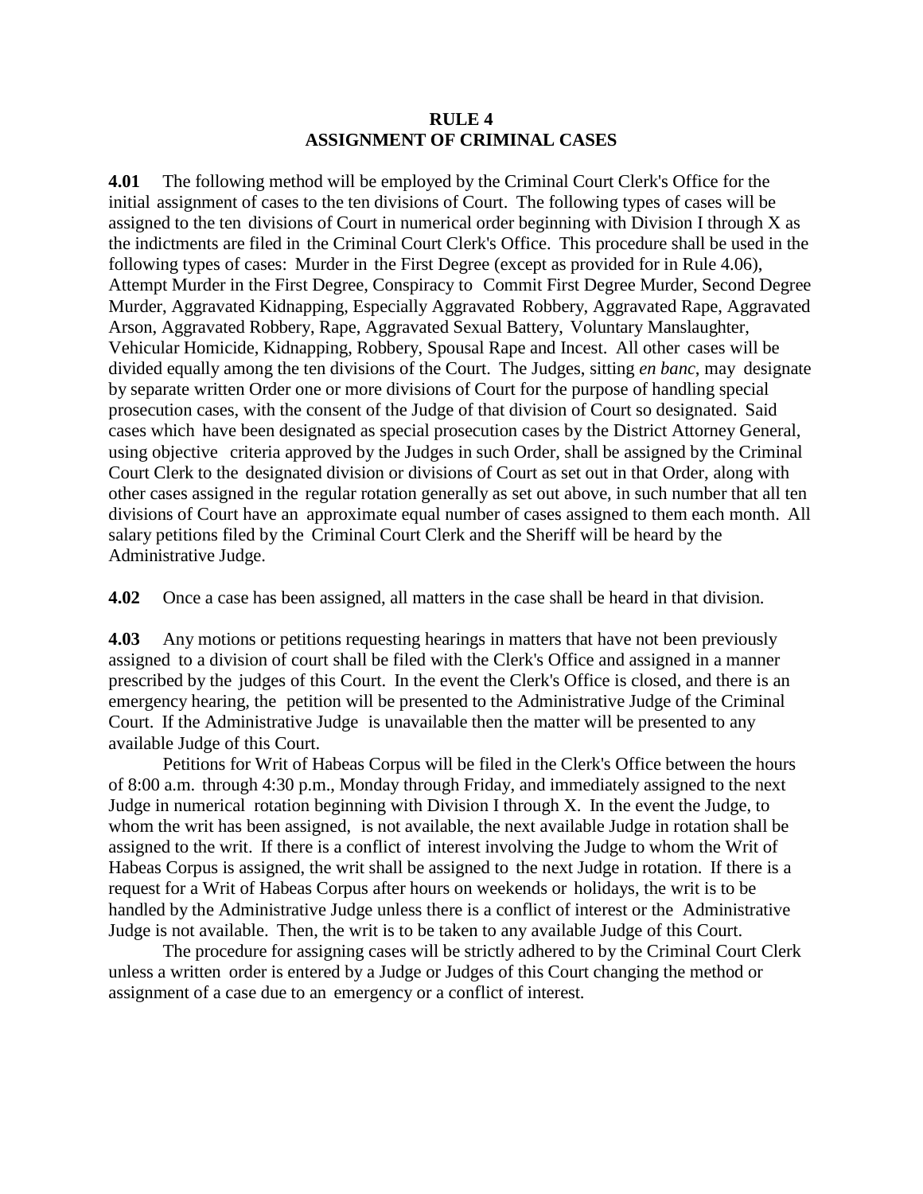# RULE 4
## ASSIGNMENT OF CRIMINAL CASES

**4.01** The following method will be employed by the Criminal Court Clerk's Office for the initial assignment of cases to the ten divisions of Court. The following types of cases will be assigned to the ten divisions of Court in numerical order beginning with Division I through X as the indictments are filed in the Criminal Court Clerk's Office. This procedure shall be used in the following types of cases: Murder in the First Degree (except as provided for in Rule 4.06), Attempt Murder in the First Degree, Conspiracy to Commit First Degree Murder, Second Degree Murder, Aggravated Kidnapping, Especially Aggravated Robbery, Aggravated Rape, Aggravated Arson, Aggravated Robbery, Rape, Aggravated Sexual Battery, Voluntary Manslaughter, Vehicular Homicide, Kidnapping, Robbery, Spousal Rape and Incest. All other cases will be divided equally among the ten divisions of the Court. The Judges, sitting *en banc*, may designate by separate written Order one or more divisions of Court for the purpose of handling special prosecution cases, with the consent of the Judge of that division of Court so designated. Said cases which have been designated as special prosecution cases by the District Attorney General, using objective criteria approved by the Judges in such Order, shall be assigned by the Criminal Court Clerk to the designated division or divisions of Court as set out in that Order, along with other cases assigned in the regular rotation generally as set out above, in such number that all ten divisions of Court have an approximate equal number of cases assigned to them each month. All salary petitions filed by the Criminal Court Clerk and the Sheriff will be heard by the Administrative Judge.

**4.02** Once a case has been assigned, all matters in the case shall be heard in that division.

**4.03** Any motions or petitions requesting hearings in matters that have not been previously assigned to a division of court shall be filed with the Clerk's Office and assigned in a manner prescribed by the judges of this Court. In the event the Clerk's Office is closed, and there is an emergency hearing, the petition will be presented to the Administrative Judge of the Criminal Court. If the Administrative Judge is unavailable then the matter will be presented to any available Judge of this Court.

Petitions for Writ of Habeas Corpus will be filed in the Clerk's Office between the hours of 8:00 a.m. through 4:30 p.m., Monday through Friday, and immediately assigned to the next Judge in numerical rotation beginning with Division I through X. In the event the Judge, to whom the writ has been assigned, is not available, the next available Judge in rotation shall be assigned to the writ. If there is a conflict of interest involving the Judge to whom the Writ of Habeas Corpus is assigned, the writ shall be assigned to the next Judge in rotation. If there is a request for a Writ of Habeas Corpus after hours on weekends or holidays, the writ is to be handled by the Administrative Judge unless there is a conflict of interest or the Administrative Judge is not available. Then, the writ is to be taken to any available Judge of this Court.

The procedure for assigning cases will be strictly adhered to by the Criminal Court Clerk unless a written order is entered by a Judge or Judges of this Court changing the method or assignment of a case due to an emergency or a conflict of interest.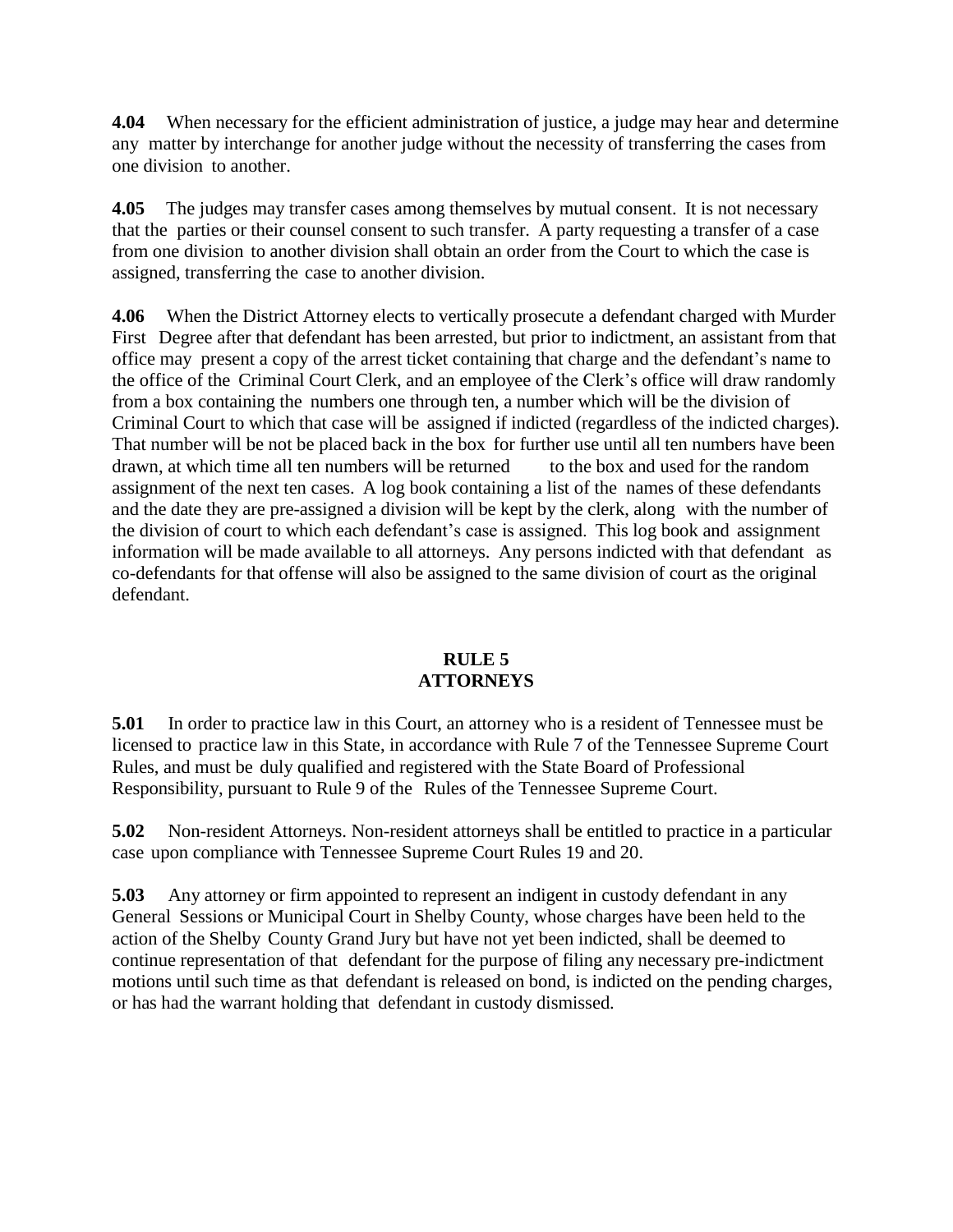**4.04** When necessary for the efficient administration of justice, a judge may hear and determine any matter by interchange for another judge without the necessity of transferring the cases from one division to another.

**4.05** The judges may transfer cases among themselves by mutual consent. It is not necessary that the parties or their counsel consent to such transfer. A party requesting a transfer of a case from one division to another division shall obtain an order from the Court to which the case is assigned, transferring the case to another division.

**4.06** When the District Attorney elects to vertically prosecute a defendant charged with Murder First Degree after that defendant has been arrested, but prior to indictment, an assistant from that office may present a copy of the arrest ticket containing that charge and the defendant's name to the office of the Criminal Court Clerk, and an employee of the Clerk's office will draw randomly from a box containing the numbers one through ten, a number which will be the division of Criminal Court to which that case will be assigned if indicted (regardless of the indicted charges). That number will be not be placed back in the box for further use until all ten numbers have been drawn, at which time all ten numbers will be returned to the box and used for the random assignment of the next ten cases. A log book containing a list of the names of these defendants and the date they are pre-assigned a division will be kept by the clerk, along with the number of the division of court to which each defendant's case is assigned. This log book and assignment information will be made available to all attorneys. Any persons indicted with that defendant as co-defendants for that offense will also be assigned to the same division of court as the original defendant.

## RULE 5
## ATTORNEYS

**5.01** In order to practice law in this Court, an attorney who is a resident of Tennessee must be licensed to practice law in this State, in accordance with Rule 7 of the Tennessee Supreme Court Rules, and must be duly qualified and registered with the State Board of Professional Responsibility, pursuant to Rule 9 of the Rules of the Tennessee Supreme Court.

**5.02** Non-resident Attorneys. Non-resident attorneys shall be entitled to practice in a particular case upon compliance with Tennessee Supreme Court Rules 19 and 20.

**5.03** Any attorney or firm appointed to represent an indigent in custody defendant in any General Sessions or Municipal Court in Shelby County, whose charges have been held to the action of the Shelby County Grand Jury but have not yet been indicted, shall be deemed to continue representation of that defendant for the purpose of filing any necessary pre-indictment motions until such time as that defendant is released on bond, is indicted on the pending charges, or has had the warrant holding that defendant in custody dismissed.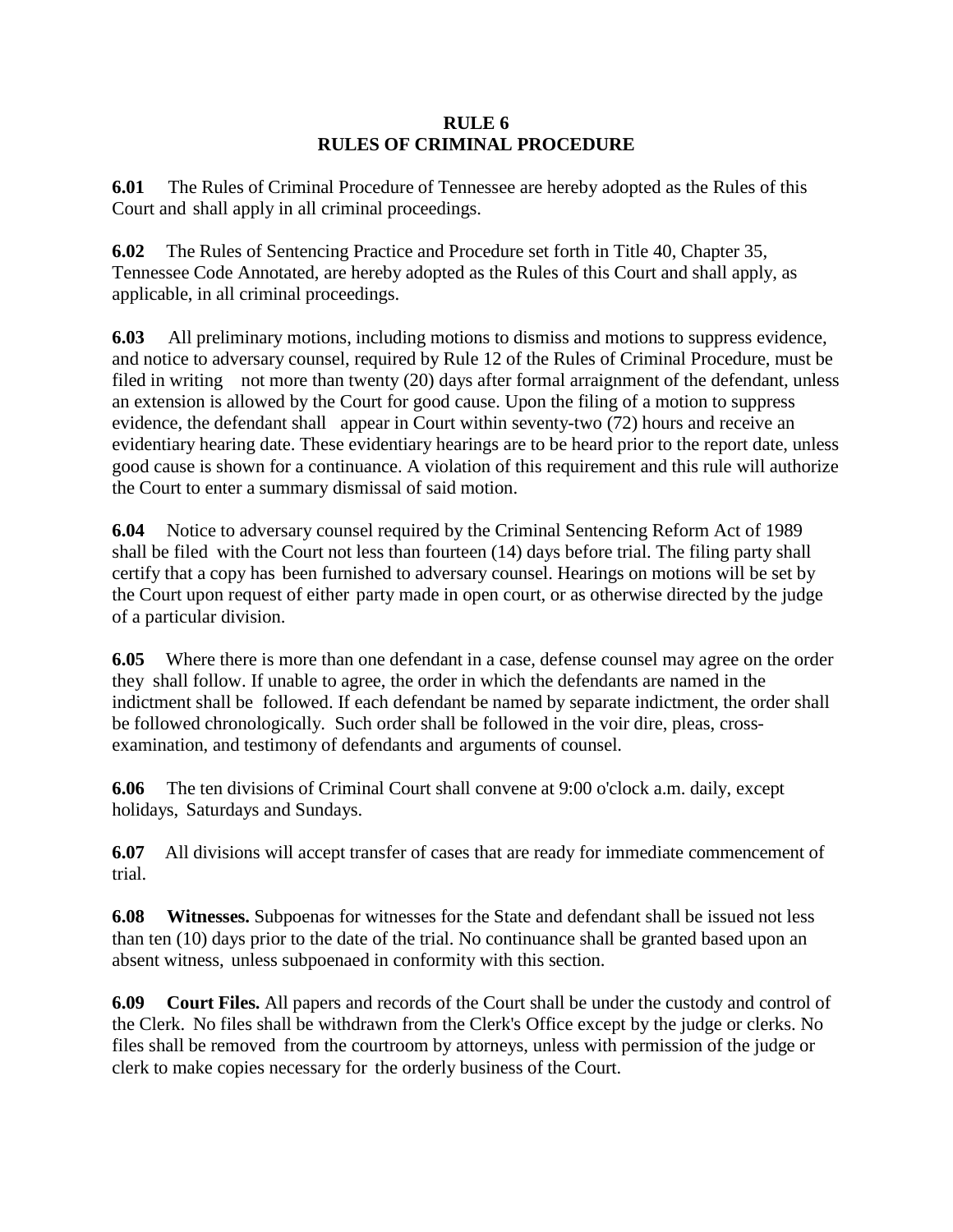# RULE 6
# RULES OF CRIMINAL PROCEDURE

**6.01** The Rules of Criminal Procedure of Tennessee are hereby adopted as the Rules of this Court and shall apply in all criminal proceedings.

**6.02** The Rules of Sentencing Practice and Procedure set forth in Title 40, Chapter 35, Tennessee Code Annotated, are hereby adopted as the Rules of this Court and shall apply, as applicable, in all criminal proceedings.

**6.03** All preliminary motions, including motions to dismiss and motions to suppress evidence, and notice to adversary counsel, required by Rule 12 of the Rules of Criminal Procedure, must be filed in writing not more than twenty (20) days after formal arraignment of the defendant, unless an extension is allowed by the Court for good cause. Upon the filing of a motion to suppress evidence, the defendant shall appear in Court within seventy-two (72) hours and receive an evidentiary hearing date. These evidentiary hearings are to be heard prior to the report date, unless good cause is shown for a continuance. A violation of this requirement and this rule will authorize the Court to enter a summary dismissal of said motion.

**6.04** Notice to adversary counsel required by the Criminal Sentencing Reform Act of 1989 shall be filed with the Court not less than fourteen (14) days before trial. The filing party shall certify that a copy has been furnished to adversary counsel. Hearings on motions will be set by the Court upon request of either party made in open court, or as otherwise directed by the judge of a particular division.

**6.05** Where there is more than one defendant in a case, defense counsel may agree on the order they shall follow. If unable to agree, the order in which the defendants are named in the indictment shall be followed. If each defendant be named by separate indictment, the order shall be followed chronologically. Such order shall be followed in the voir dire, pleas, cross-examination, and testimony of defendants and arguments of counsel.

**6.06** The ten divisions of Criminal Court shall convene at 9:00 o'clock a.m. daily, except holidays, Saturdays and Sundays.

**6.07** All divisions will accept transfer of cases that are ready for immediate commencement of trial.

**6.08 Witnesses.** Subpoenas for witnesses for the State and defendant shall be issued not less than ten (10) days prior to the date of the trial. No continuance shall be granted based upon an absent witness, unless subpoenaed in conformity with this section.

**6.09 Court Files.** All papers and records of the Court shall be under the custody and control of the Clerk. No files shall be withdrawn from the Clerk's Office except by the judge or clerks. No files shall be removed from the courtroom by attorneys, unless with permission of the judge or clerk to make copies necessary for the orderly business of the Court.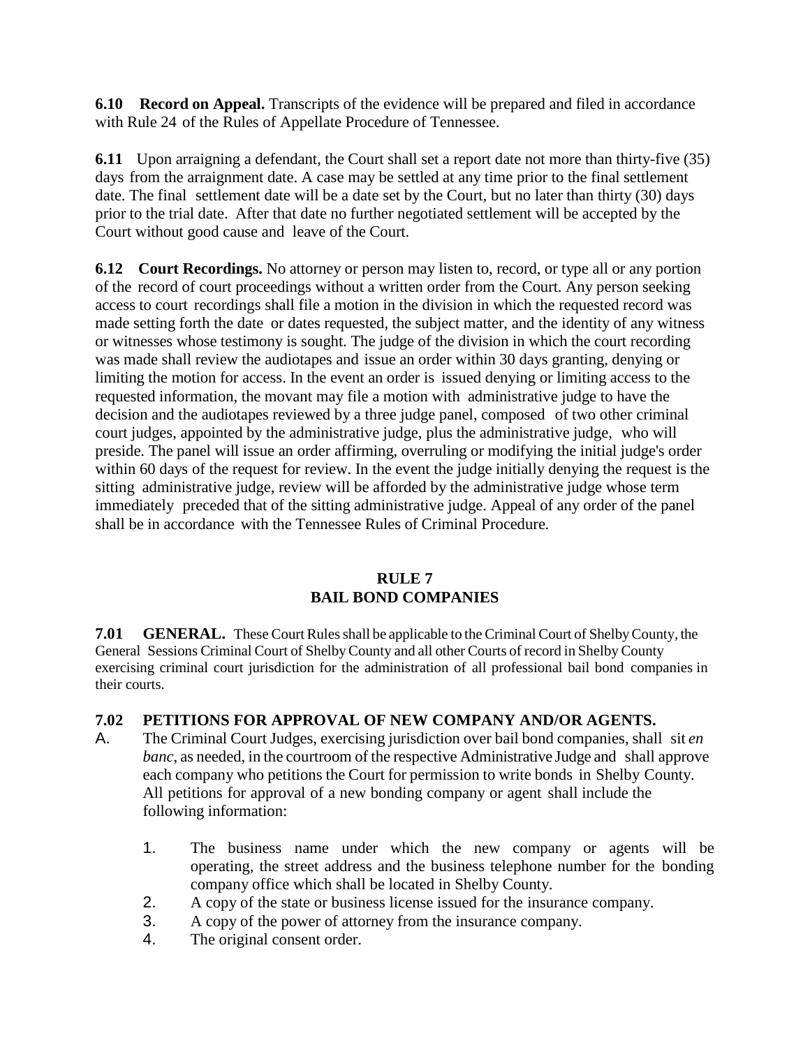**6.10 Record on Appeal.** Transcripts of the evidence will be prepared and filed in accordance with Rule 24 of the Rules of Appellate Procedure of Tennessee.

**6.11** Upon arraigning a defendant, the Court shall set a report date not more than thirty-five (35) days from the arraignment date. A case may be settled at any time prior to the final settlement date. The final settlement date will be a date set by the Court, but no later than thirty (30) days prior to the trial date. After that date no further negotiated settlement will be accepted by the Court without good cause and leave of the Court.

**6.12 Court Recordings.** No attorney or person may listen to, record, or type all or any portion of the record of court proceedings without a written order from the Court. Any person seeking access to court recordings shall file a motion in the division in which the requested record was made setting forth the date or dates requested, the subject matter, and the identity of any witness or witnesses whose testimony is sought. The judge of the division in which the court recording was made shall review the audiotapes and issue an order within 30 days granting, denying or limiting the motion for access. In the event an order is issued denying or limiting access to the requested information, the movant may file a motion with administrative judge to have the decision and the audiotapes reviewed by a three judge panel, composed of two other criminal court judges, appointed by the administrative judge, plus the administrative judge, who will preside. The panel will issue an order affirming, overruling or modifying the initial judge's order within 60 days of the request for review. In the event the judge initially denying the request is the sitting administrative judge, review will be afforded by the administrative judge whose term immediately preceded that of the sitting administrative judge. Appeal of any order of the panel shall be in accordance with the Tennessee Rules of Criminal Procedure.

## RULE 7
## BAIL BOND COMPANIES

**7.01 GENERAL.** These Court Rules shall be applicable to the Criminal Court of Shelby County, the General Sessions Criminal Court of Shelby County and all other Courts of record in Shelby County exercising criminal court jurisdiction for the administration of all professional bail bond companies in their courts.

**7.02 PETITIONS FOR APPROVAL OF NEW COMPANY AND/OR AGENTS.**

A. The Criminal Court Judges, exercising jurisdiction over bail bond companies, shall sit *en banc*, as needed, in the courtroom of the respective Administrative Judge and shall approve each company who petitions the Court for permission to write bonds in Shelby County. All petitions for approval of a new bonding company or agent shall include the following information:

1. The business name under which the new company or agents will be operating, the street address and the business telephone number for the bonding company office which shall be located in Shelby County.
2. A copy of the state or business license issued for the insurance company.
3. A copy of the power of attorney from the insurance company.
4. The original consent order.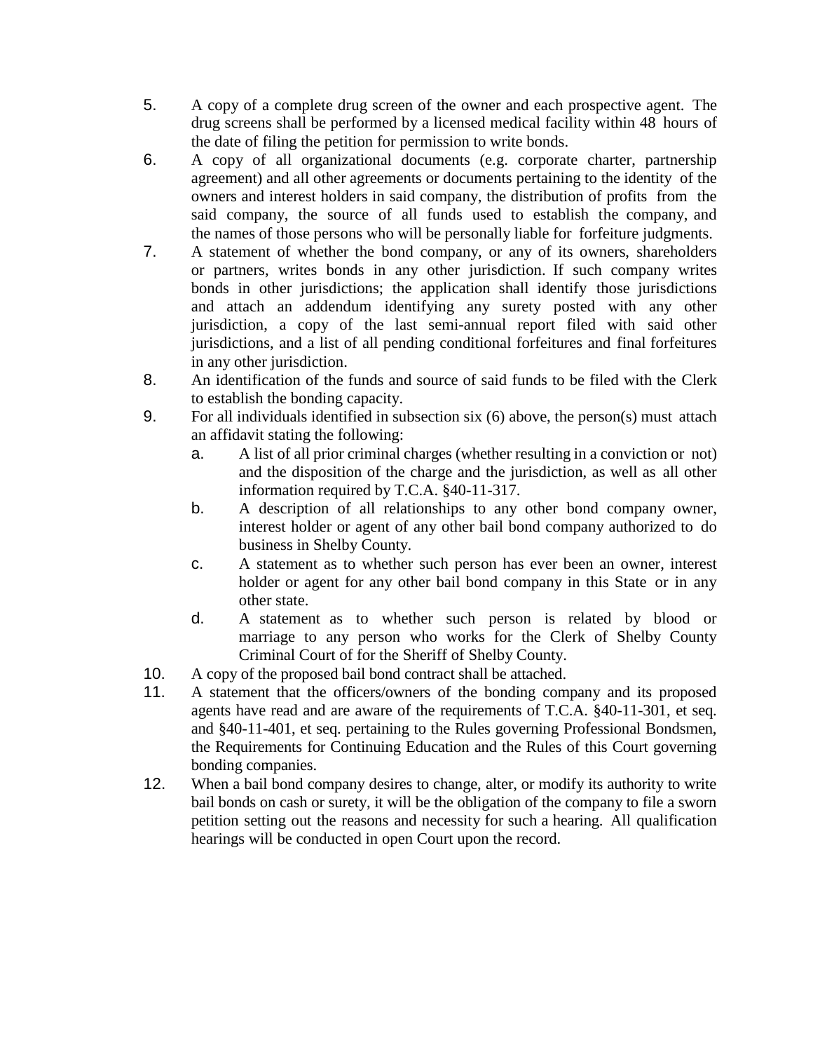5. A copy of a complete drug screen of the owner and each prospective agent. The drug screens shall be performed by a licensed medical facility within 48 hours of the date of filing the petition for permission to write bonds.
6. A copy of all organizational documents (e.g. corporate charter, partnership agreement) and all other agreements or documents pertaining to the identity of the owners and interest holders in said company, the distribution of profits from the said company, the source of all funds used to establish the company, and the names of those persons who will be personally liable for forfeiture judgments.
7. A statement of whether the bond company, or any of its owners, shareholders or partners, writes bonds in any other jurisdiction. If such company writes bonds in other jurisdictions; the application shall identify those jurisdictions and attach an addendum identifying any surety posted with any other jurisdiction, a copy of the last semi-annual report filed with said other jurisdictions, and a list of all pending conditional forfeitures and final forfeitures in any other jurisdiction.
8. An identification of the funds and source of said funds to be filed with the Clerk to establish the bonding capacity.
9. For all individuals identified in subsection six (6) above, the person(s) must attach an affidavit stating the following:
   a. A list of all prior criminal charges (whether resulting in a conviction or not) and the disposition of the charge and the jurisdiction, as well as all other information required by T.C.A. §40-11-317.
   b. A description of all relationships to any other bond company owner, interest holder or agent of any other bail bond company authorized to do business in Shelby County.
   c. A statement as to whether such person has ever been an owner, interest holder or agent for any other bail bond company in this State or in any other state.
   d. A statement as to whether such person is related by blood or marriage to any person who works for the Clerk of Shelby County Criminal Court of for the Sheriff of Shelby County.
10. A copy of the proposed bail bond contract shall be attached.
11. A statement that the officers/owners of the bonding company and its proposed agents have read and are aware of the requirements of T.C.A. §40-11-301, et seq. and §40-11-401, et seq. pertaining to the Rules governing Professional Bondsmen, the Requirements for Continuing Education and the Rules of this Court governing bonding companies.
12. When a bail bond company desires to change, alter, or modify its authority to write bail bonds on cash or surety, it will be the obligation of the company to file a sworn petition setting out the reasons and necessity for such a hearing. All qualification hearings will be conducted in open Court upon the record.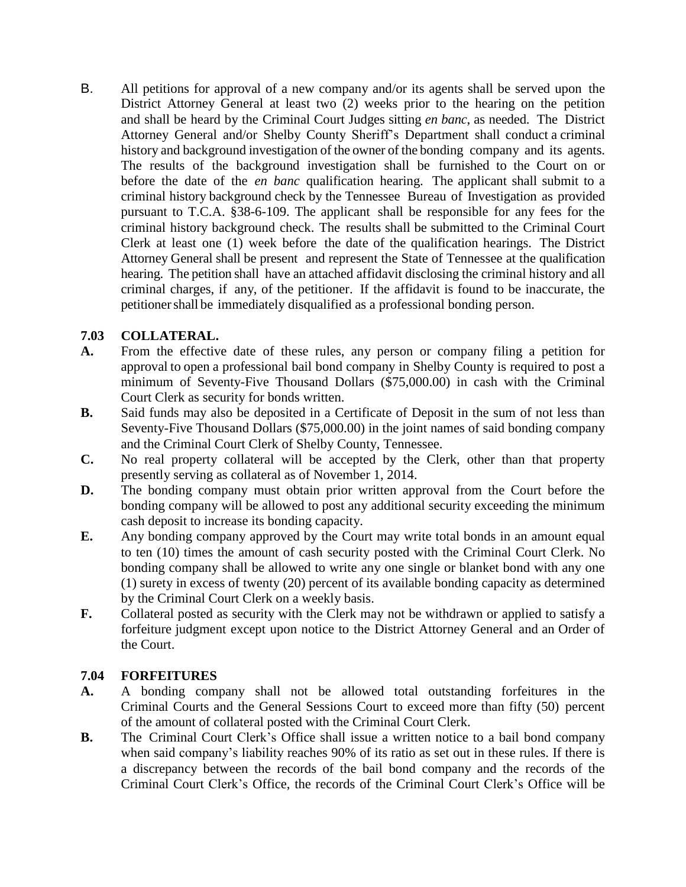B. All petitions for approval of a new company and/or its agents shall be served upon the District Attorney General at least two (2) weeks prior to the hearing on the petition and shall be heard by the Criminal Court Judges sitting *en banc*, as needed. The District Attorney General and/or Shelby County Sheriff's Department shall conduct a criminal history and background investigation of the owner of the bonding company and its agents. The results of the background investigation shall be furnished to the Court on or before the date of the *en banc* qualification hearing. The applicant shall submit to a criminal history background check by the Tennessee Bureau of Investigation as provided pursuant to T.C.A. §38-6-109. The applicant shall be responsible for any fees for the criminal history background check. The results shall be submitted to the Criminal Court Clerk at least one (1) week before the date of the qualification hearings. The District Attorney General shall be present and represent the State of Tennessee at the qualification hearing. The petition shall have an attached affidavit disclosing the criminal history and all criminal charges, if any, of the petitioner. If the affidavit is found to be inaccurate, the petitioner shall be immediately disqualified as a professional bonding person.

### 7.03 COLLATERAL.

**A.** From the effective date of these rules, any person or company filing a petition for approval to open a professional bail bond company in Shelby County is required to post a minimum of Seventy-Five Thousand Dollars ($75,000.00) in cash with the Criminal Court Clerk as security for bonds written.

**B.** Said funds may also be deposited in a Certificate of Deposit in the sum of not less than Seventy-Five Thousand Dollars ($75,000.00) in the joint names of said bonding company and the Criminal Court Clerk of Shelby County, Tennessee.

**C.** No real property collateral will be accepted by the Clerk, other than that property presently serving as collateral as of November 1, 2014.

**D.** The bonding company must obtain prior written approval from the Court before the bonding company will be allowed to post any additional security exceeding the minimum cash deposit to increase its bonding capacity.

**E.** Any bonding company approved by the Court may write total bonds in an amount equal to ten (10) times the amount of cash security posted with the Criminal Court Clerk. No bonding company shall be allowed to write any one single or blanket bond with any one (1) surety in excess of twenty (20) percent of its available bonding capacity as determined by the Criminal Court Clerk on a weekly basis.

**F.** Collateral posted as security with the Clerk may not be withdrawn or applied to satisfy a forfeiture judgment except upon notice to the District Attorney General and an Order of the Court.

### 7.04 FORFEITURES

**A.** A bonding company shall not be allowed total outstanding forfeitures in the Criminal Courts and the General Sessions Court to exceed more than fifty (50) percent of the amount of collateral posted with the Criminal Court Clerk.

**B.** The Criminal Court Clerk's Office shall issue a written notice to a bail bond company when said company's liability reaches 90% of its ratio as set out in these rules. If there is a discrepancy between the records of the bail bond company and the records of the Criminal Court Clerk's Office, the records of the Criminal Court Clerk's Office will be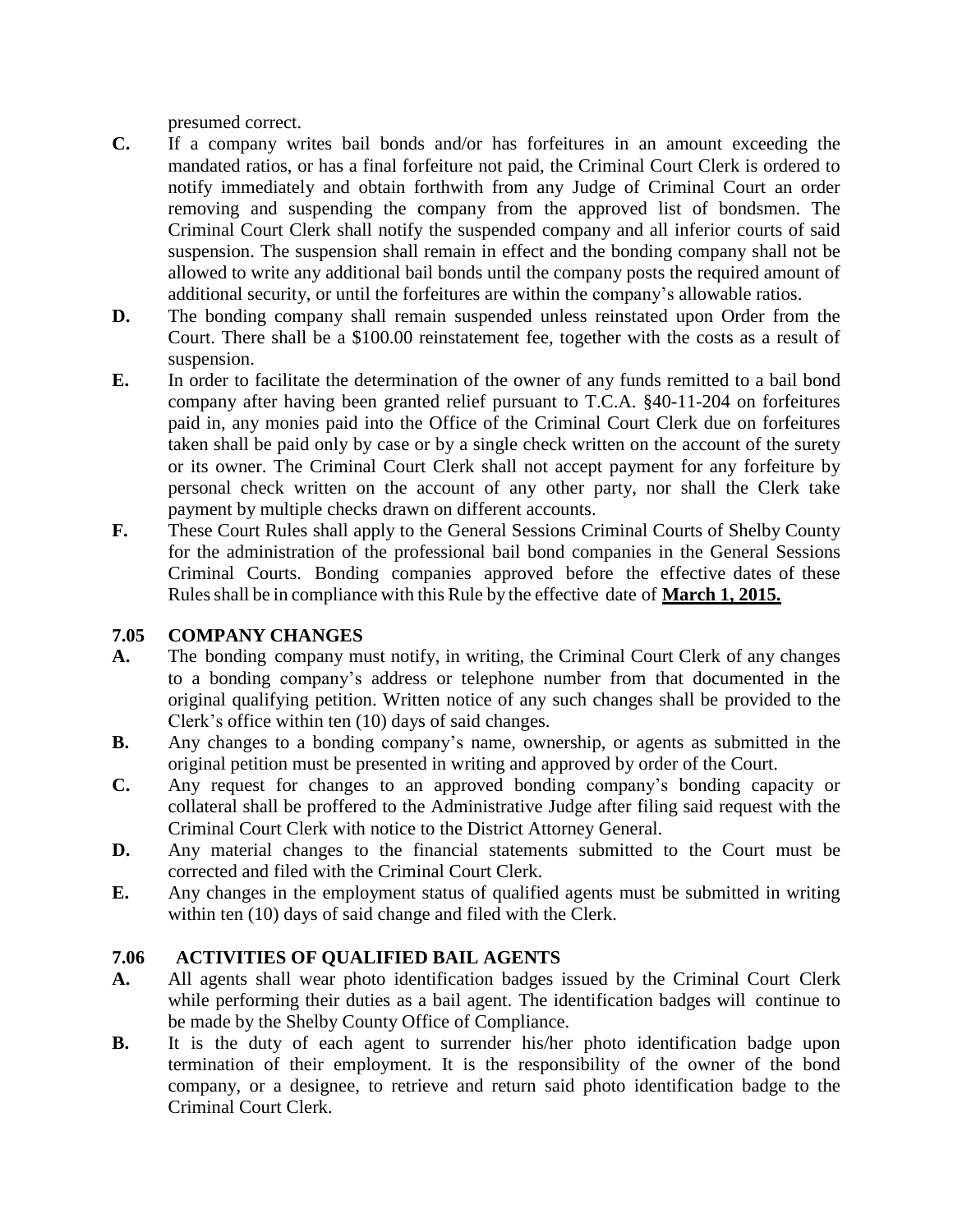presumed correct.

**C.** If a company writes bail bonds and/or has forfeitures in an amount exceeding the mandated ratios, or has a final forfeiture not paid, the Criminal Court Clerk is ordered to notify immediately and obtain forthwith from any Judge of Criminal Court an order removing and suspending the company from the approved list of bondsmen. The Criminal Court Clerk shall notify the suspended company and all inferior courts of said suspension. The suspension shall remain in effect and the bonding company shall not be allowed to write any additional bail bonds until the company posts the required amount of additional security, or until the forfeitures are within the company's allowable ratios.

**D.** The bonding company shall remain suspended unless reinstated upon Order from the Court. There shall be a $100.00 reinstatement fee, together with the costs as a result of suspension.

**E.** In order to facilitate the determination of the owner of any funds remitted to a bail bond company after having been granted relief pursuant to T.C.A. §40-11-204 on forfeitures paid in, any monies paid into the Office of the Criminal Court Clerk due on forfeitures taken shall be paid only by case or by a single check written on the account of the surety or its owner. The Criminal Court Clerk shall not accept payment for any forfeiture by personal check written on the account of any other party, nor shall the Clerk take payment by multiple checks drawn on different accounts.

**F.** These Court Rules shall apply to the General Sessions Criminal Courts of Shelby County for the administration of the professional bail bond companies in the General Sessions Criminal Courts. Bonding companies approved before the effective dates of these Rules shall be in compliance with this Rule by the effective date of **March 1, 2015.**

## 7.05 COMPANY CHANGES

**A.** The bonding company must notify, in writing, the Criminal Court Clerk of any changes to a bonding company's address or telephone number from that documented in the original qualifying petition. Written notice of any such changes shall be provided to the Clerk's office within ten (10) days of said changes.

**B.** Any changes to a bonding company's name, ownership, or agents as submitted in the original petition must be presented in writing and approved by order of the Court.

**C.** Any request for changes to an approved bonding company's bonding capacity or collateral shall be proffered to the Administrative Judge after filing said request with the Criminal Court Clerk with notice to the District Attorney General.

**D.** Any material changes to the financial statements submitted to the Court must be corrected and filed with the Criminal Court Clerk.

**E.** Any changes in the employment status of qualified agents must be submitted in writing within ten (10) days of said change and filed with the Clerk.

## 7.06 ACTIVITIES OF QUALIFIED BAIL AGENTS

**A.** All agents shall wear photo identification badges issued by the Criminal Court Clerk while performing their duties as a bail agent. The identification badges will continue to be made by the Shelby County Office of Compliance.

**B.** It is the duty of each agent to surrender his/her photo identification badge upon termination of their employment. It is the responsibility of the owner of the bond company, or a designee, to retrieve and return said photo identification badge to the Criminal Court Clerk.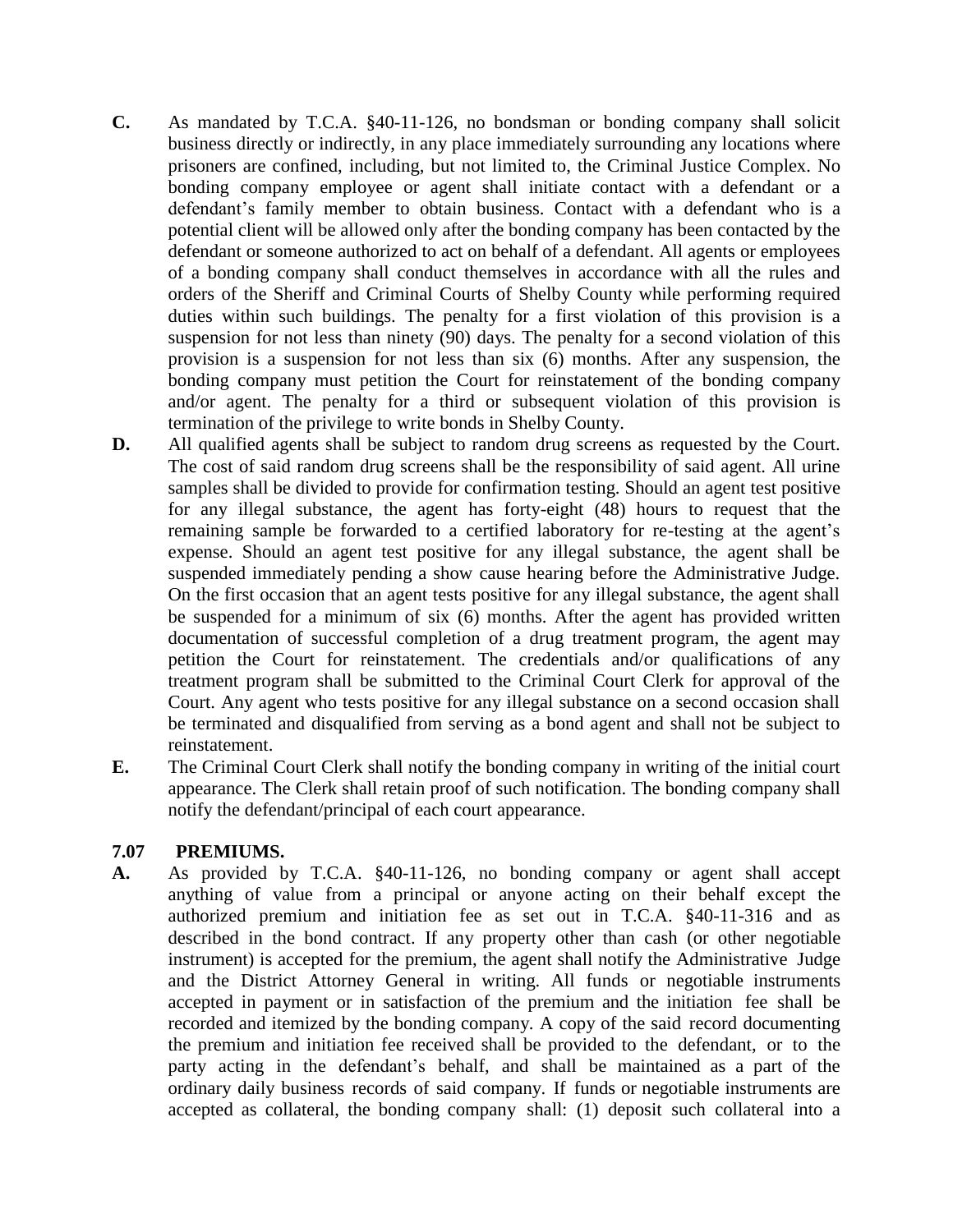**C.** As mandated by T.C.A. §40-11-126, no bondsman or bonding company shall solicit business directly or indirectly, in any place immediately surrounding any locations where prisoners are confined, including, but not limited to, the Criminal Justice Complex. No bonding company employee or agent shall initiate contact with a defendant or a defendant's family member to obtain business. Contact with a defendant who is a potential client will be allowed only after the bonding company has been contacted by the defendant or someone authorized to act on behalf of a defendant. All agents or employees of a bonding company shall conduct themselves in accordance with all the rules and orders of the Sheriff and Criminal Courts of Shelby County while performing required duties within such buildings. The penalty for a first violation of this provision is a suspension for not less than ninety (90) days. The penalty for a second violation of this provision is a suspension for not less than six (6) months. After any suspension, the bonding company must petition the Court for reinstatement of the bonding company and/or agent. The penalty for a third or subsequent violation of this provision is termination of the privilege to write bonds in Shelby County.

**D.** All qualified agents shall be subject to random drug screens as requested by the Court. The cost of said random drug screens shall be the responsibility of said agent. All urine samples shall be divided to provide for confirmation testing. Should an agent test positive for any illegal substance, the agent has forty-eight (48) hours to request that the remaining sample be forwarded to a certified laboratory for re-testing at the agent's expense. Should an agent test positive for any illegal substance, the agent shall be suspended immediately pending a show cause hearing before the Administrative Judge. On the first occasion that an agent tests positive for any illegal substance, the agent shall be suspended for a minimum of six (6) months. After the agent has provided written documentation of successful completion of a drug treatment program, the agent may petition the Court for reinstatement. The credentials and/or qualifications of any treatment program shall be submitted to the Criminal Court Clerk for approval of the Court. Any agent who tests positive for any illegal substance on a second occasion shall be terminated and disqualified from serving as a bond agent and shall not be subject to reinstatement.

**E.** The Criminal Court Clerk shall notify the bonding company in writing of the initial court appearance. The Clerk shall retain proof of such notification. The bonding company shall notify the defendant/principal of each court appearance.

### 7.07 PREMIUMS.

**A.** As provided by T.C.A. §40-11-126, no bonding company or agent shall accept anything of value from a principal or anyone acting on their behalf except the authorized premium and initiation fee as set out in T.C.A. §40-11-316 and as described in the bond contract. If any property other than cash (or other negotiable instrument) is accepted for the premium, the agent shall notify the Administrative Judge and the District Attorney General in writing. All funds or negotiable instruments accepted in payment or in satisfaction of the premium and the initiation fee shall be recorded and itemized by the bonding company. A copy of the said record documenting the premium and initiation fee received shall be provided to the defendant, or to the party acting in the defendant's behalf, and shall be maintained as a part of the ordinary daily business records of said company. If funds or negotiable instruments are accepted as collateral, the bonding company shall: (1) deposit such collateral into a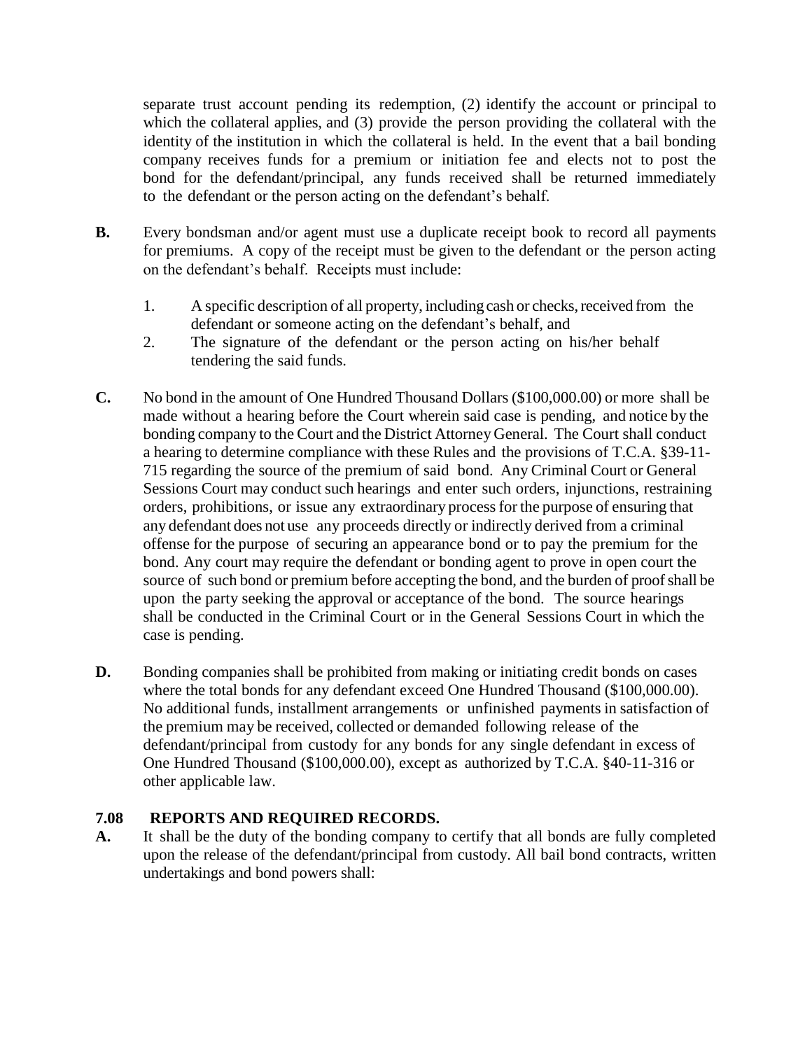separate trust account pending its redemption, (2) identify the account or principal to which the collateral applies, and (3) provide the person providing the collateral with the identity of the institution in which the collateral is held. In the event that a bail bonding company receives funds for a premium or initiation fee and elects not to post the bond for the defendant/principal, any funds received shall be returned immediately to the defendant or the person acting on the defendant's behalf.

**B.** Every bondsman and/or agent must use a duplicate receipt book to record all payments for premiums. A copy of the receipt must be given to the defendant or the person acting on the defendant's behalf. Receipts must include:

1. A specific description of all property, including cash or checks, received from the defendant or someone acting on the defendant's behalf, and
2. The signature of the defendant or the person acting on his/her behalf tendering the said funds.

**C.** No bond in the amount of One Hundred Thousand Dollars ($100,000.00) or more shall be made without a hearing before the Court wherein said case is pending, and notice by the bonding company to the Court and the District Attorney General. The Court shall conduct a hearing to determine compliance with these Rules and the provisions of T.C.A. §39-11-715 regarding the source of the premium of said bond. Any Criminal Court or General Sessions Court may conduct such hearings and enter such orders, injunctions, restraining orders, prohibitions, or issue any extraordinary process for the purpose of ensuring that any defendant does not use any proceeds directly or indirectly derived from a criminal offense for the purpose of securing an appearance bond or to pay the premium for the bond. Any court may require the defendant or bonding agent to prove in open court the source of such bond or premium before accepting the bond, and the burden of proof shall be upon the party seeking the approval or acceptance of the bond. The source hearings shall be conducted in the Criminal Court or in the General Sessions Court in which the case is pending.

**D.** Bonding companies shall be prohibited from making or initiating credit bonds on cases where the total bonds for any defendant exceed One Hundred Thousand ($100,000.00). No additional funds, installment arrangements or unfinished payments in satisfaction of the premium may be received, collected or demanded following release of the defendant/principal from custody for any bonds for any single defendant in excess of One Hundred Thousand ($100,000.00), except as authorized by T.C.A. §40-11-316 or other applicable law.

### 7.08 REPORTS AND REQUIRED RECORDS.

**A.** It shall be the duty of the bonding company to certify that all bonds are fully completed upon the release of the defendant/principal from custody. All bail bond contracts, written undertakings and bond powers shall: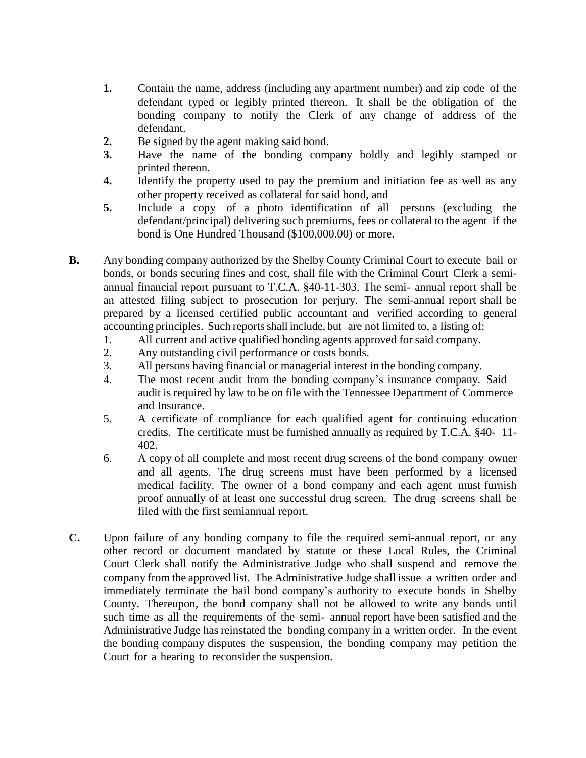1. **1.** Contain the name, address (including any apartment number) and zip code of the defendant typed or legibly printed thereon. It shall be the obligation of the bonding company to notify the Clerk of any change of address of the defendant.
2. **2.** Be signed by the agent making said bond.
3. **3.** Have the name of the bonding company boldly and legibly stamped or printed thereon.
4. **4.** Identify the property used to pay the premium and initiation fee as well as any other property received as collateral for said bond, and
5. **5.** Include a copy of a photo identification of all persons (excluding the defendant/principal) delivering such premiums, fees or collateral to the agent if the bond is One Hundred Thousand ($100,000.00) or more.

**B.** Any bonding company authorized by the Shelby County Criminal Court to execute bail or bonds, or bonds securing fines and cost, shall file with the Criminal Court Clerk a semi-annual financial report pursuant to T.C.A. §40-11-303. The semi- annual report shall be an attested filing subject to prosecution for perjury. The semi-annual report shall be prepared by a licensed certified public accountant and verified according to general accounting principles. Such reports shall include, but are not limited to, a listing of:

1. All current and active qualified bonding agents approved for said company.
2. Any outstanding civil performance or costs bonds.
3. All persons having financial or managerial interest in the bonding company.
4. The most recent audit from the bonding company's insurance company. Said audit is required by law to be on file with the Tennessee Department of Commerce and Insurance.
5. A certificate of compliance for each qualified agent for continuing education credits. The certificate must be furnished annually as required by T.C.A. §40- 11-402.
6. A copy of all complete and most recent drug screens of the bond company owner and all agents. The drug screens must have been performed by a licensed medical facility. The owner of a bond company and each agent must furnish proof annually of at least one successful drug screen. The drug screens shall be filed with the first semiannual report.

**C.** Upon failure of any bonding company to file the required semi-annual report, or any other record or document mandated by statute or these Local Rules, the Criminal Court Clerk shall notify the Administrative Judge who shall suspend and remove the company from the approved list. The Administrative Judge shall issue a written order and immediately terminate the bail bond company's authority to execute bonds in Shelby County. Thereupon, the bond company shall not be allowed to write any bonds until such time as all the requirements of the semi- annual report have been satisfied and the Administrative Judge has reinstated the bonding company in a written order. In the event the bonding company disputes the suspension, the bonding company may petition the Court for a hearing to reconsider the suspension.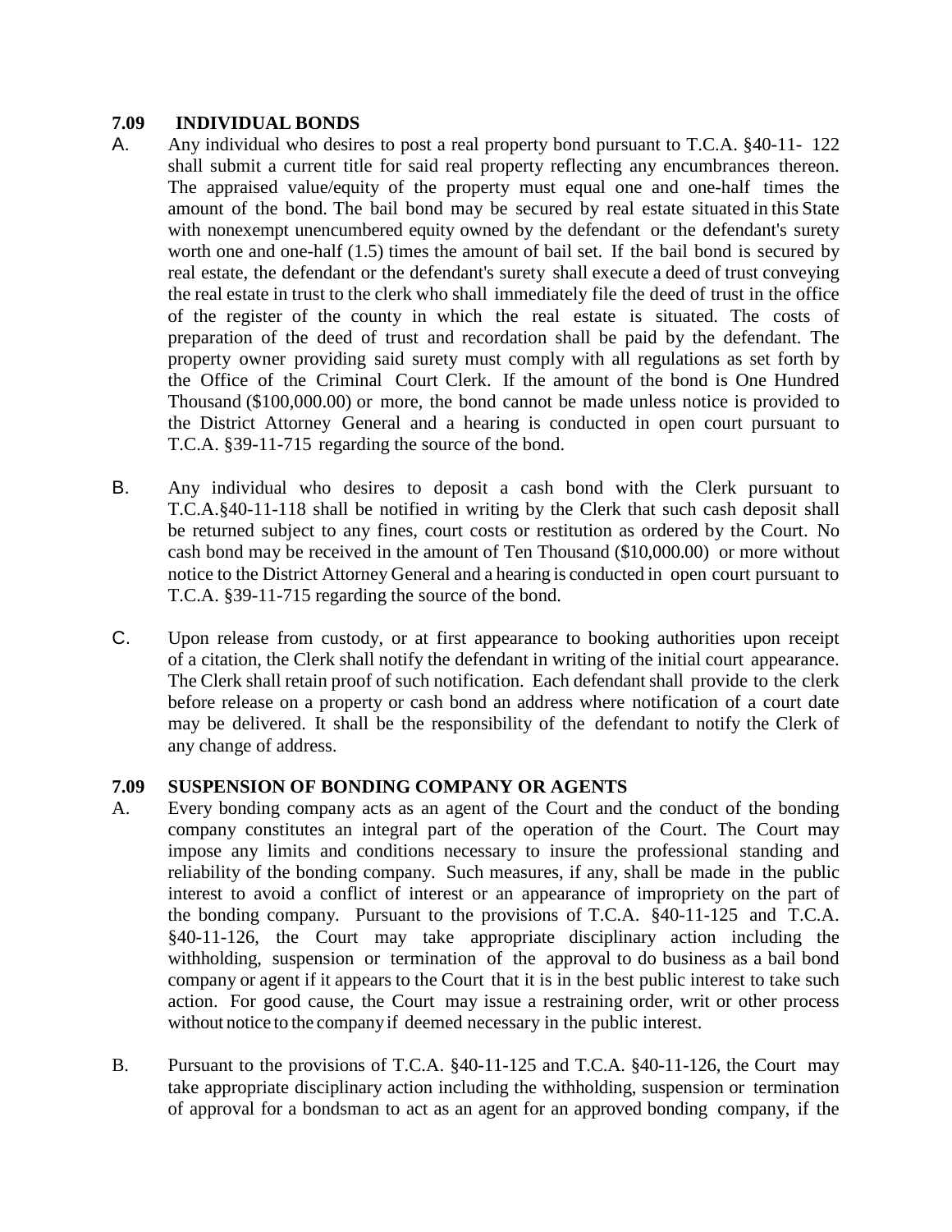### 7.09 INDIVIDUAL BONDS

A. Any individual who desires to post a real property bond pursuant to T.C.A. §40-11- 122 shall submit a current title for said real property reflecting any encumbrances thereon. The appraised value/equity of the property must equal one and one-half times the amount of the bond. The bail bond may be secured by real estate situated in this State with nonexempt unencumbered equity owned by the defendant or the defendant's surety worth one and one-half (1.5) times the amount of bail set. If the bail bond is secured by real estate, the defendant or the defendant's surety shall execute a deed of trust conveying the real estate in trust to the clerk who shall immediately file the deed of trust in the office of the register of the county in which the real estate is situated. The costs of preparation of the deed of trust and recordation shall be paid by the defendant. The property owner providing said surety must comply with all regulations as set forth by the Office of the Criminal Court Clerk. If the amount of the bond is One Hundred Thousand ($100,000.00) or more, the bond cannot be made unless notice is provided to the District Attorney General and a hearing is conducted in open court pursuant to T.C.A. §39-11-715 regarding the source of the bond.

B. Any individual who desires to deposit a cash bond with the Clerk pursuant to T.C.A.§40-11-118 shall be notified in writing by the Clerk that such cash deposit shall be returned subject to any fines, court costs or restitution as ordered by the Court. No cash bond may be received in the amount of Ten Thousand ($10,000.00) or more without notice to the District Attorney General and a hearing is conducted in open court pursuant to T.C.A. §39-11-715 regarding the source of the bond.

C. Upon release from custody, or at first appearance to booking authorities upon receipt of a citation, the Clerk shall notify the defendant in writing of the initial court appearance. The Clerk shall retain proof of such notification. Each defendant shall provide to the clerk before release on a property or cash bond an address where notification of a court date may be delivered. It shall be the responsibility of the defendant to notify the Clerk of any change of address.

### 7.09 SUSPENSION OF BONDING COMPANY OR AGENTS

A. Every bonding company acts as an agent of the Court and the conduct of the bonding company constitutes an integral part of the operation of the Court. The Court may impose any limits and conditions necessary to insure the professional standing and reliability of the bonding company. Such measures, if any, shall be made in the public interest to avoid a conflict of interest or an appearance of impropriety on the part of the bonding company. Pursuant to the provisions of T.C.A. §40-11-125 and T.C.A. §40-11-126, the Court may take appropriate disciplinary action including the withholding, suspension or termination of the approval to do business as a bail bond company or agent if it appears to the Court that it is in the best public interest to take such action. For good cause, the Court may issue a restraining order, writ or other process without notice to the company if deemed necessary in the public interest.

B. Pursuant to the provisions of T.C.A. §40-11-125 and T.C.A. §40-11-126, the Court may take appropriate disciplinary action including the withholding, suspension or termination of approval for a bondsman to act as an agent for an approved bonding company, if the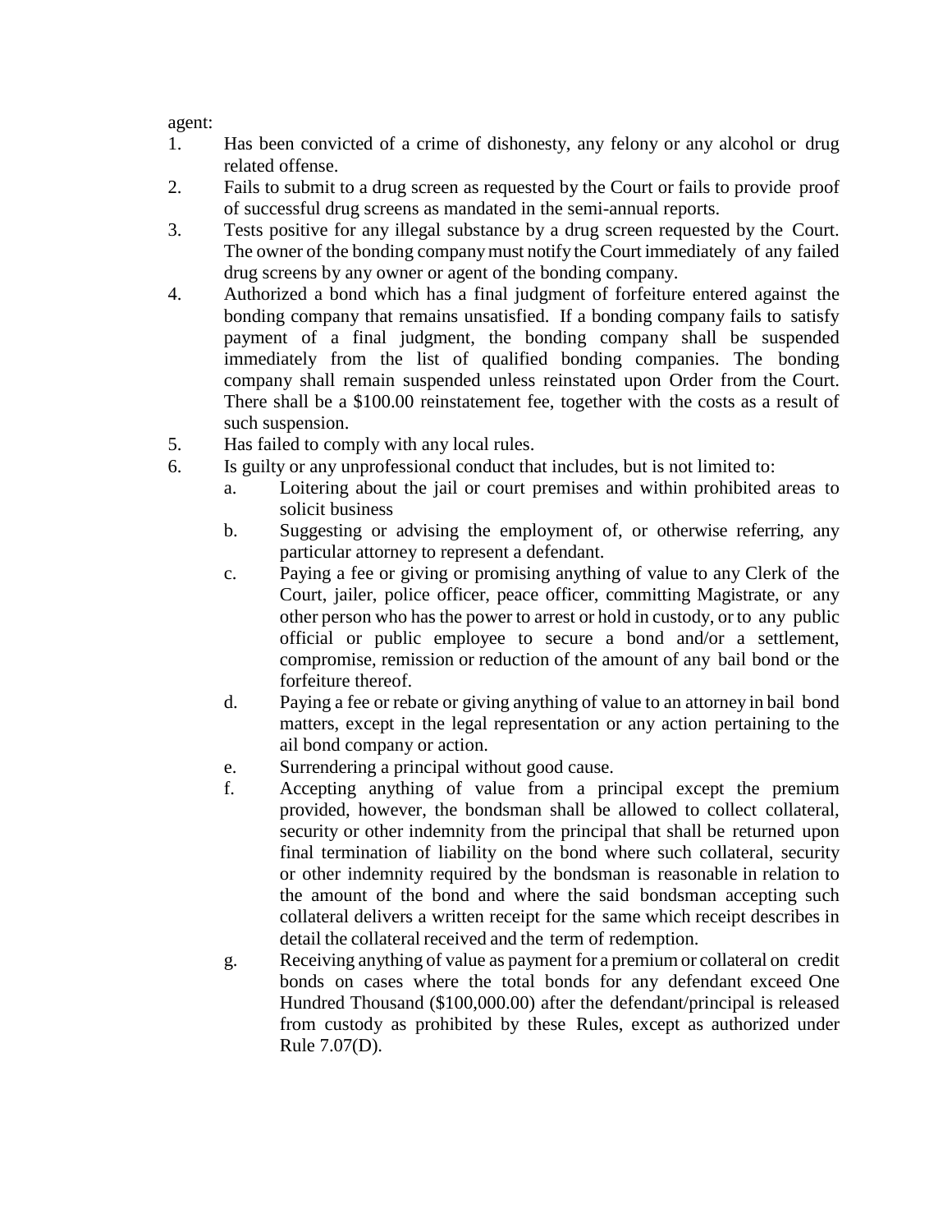agent:

1. Has been convicted of a crime of dishonesty, any felony or any alcohol or drug related offense.
2. Fails to submit to a drug screen as requested by the Court or fails to provide proof of successful drug screens as mandated in the semi-annual reports.
3. Tests positive for any illegal substance by a drug screen requested by the Court. The owner of the bonding company must notify the Court immediately of any failed drug screens by any owner or agent of the bonding company.
4. Authorized a bond which has a final judgment of forfeiture entered against the bonding company that remains unsatisfied. If a bonding company fails to satisfy payment of a final judgment, the bonding company shall be suspended immediately from the list of qualified bonding companies. The bonding company shall remain suspended unless reinstated upon Order from the Court. There shall be a $100.00 reinstatement fee, together with the costs as a result of such suspension.
5. Has failed to comply with any local rules.
6. Is guilty or any unprofessional conduct that includes, but is not limited to:
   a. Loitering about the jail or court premises and within prohibited areas to solicit business
   b. Suggesting or advising the employment of, or otherwise referring, any particular attorney to represent a defendant.
   c. Paying a fee or giving or promising anything of value to any Clerk of the Court, jailer, police officer, peace officer, committing Magistrate, or any other person who has the power to arrest or hold in custody, or to any public official or public employee to secure a bond and/or a settlement, compromise, remission or reduction of the amount of any bail bond or the forfeiture thereof.
   d. Paying a fee or rebate or giving anything of value to an attorney in bail bond matters, except in the legal representation or any action pertaining to the ail bond company or action.
   e. Surrendering a principal without good cause.
   f. Accepting anything of value from a principal except the premium provided, however, the bondsman shall be allowed to collect collateral, security or other indemnity from the principal that shall be returned upon final termination of liability on the bond where such collateral, security or other indemnity required by the bondsman is reasonable in relation to the amount of the bond and where the said bondsman accepting such collateral delivers a written receipt for the same which receipt describes in detail the collateral received and the term of redemption.
   g. Receiving anything of value as payment for a premium or collateral on credit bonds on cases where the total bonds for any defendant exceed One Hundred Thousand ($100,000.00) after the defendant/principal is released from custody as prohibited by these Rules, except as authorized under Rule 7.07(D).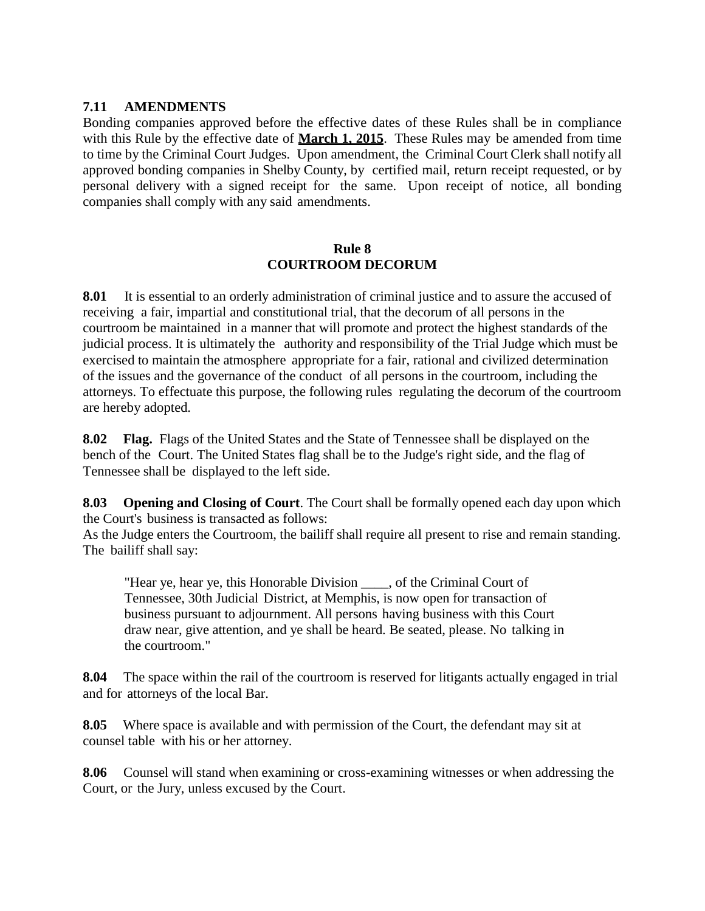### 7.11 AMENDMENTS

Bonding companies approved before the effective dates of these Rules shall be in compliance with this Rule by the effective date of **March 1, 2015**. These Rules may be amended from time to time by the Criminal Court Judges. Upon amendment, the Criminal Court Clerk shall notify all approved bonding companies in Shelby County, by certified mail, return receipt requested, or by personal delivery with a signed receipt for the same. Upon receipt of notice, all bonding companies shall comply with any said amendments.

## Rule 8
## COURTROOM DECORUM

**8.01** It is essential to an orderly administration of criminal justice and to assure the accused of receiving a fair, impartial and constitutional trial, that the decorum of all persons in the courtroom be maintained in a manner that will promote and protect the highest standards of the judicial process. It is ultimately the authority and responsibility of the Trial Judge which must be exercised to maintain the atmosphere appropriate for a fair, rational and civilized determination of the issues and the governance of the conduct of all persons in the courtroom, including the attorneys. To effectuate this purpose, the following rules regulating the decorum of the courtroom are hereby adopted.

**8.02 Flag.** Flags of the United States and the State of Tennessee shall be displayed on the bench of the Court. The United States flag shall be to the Judge's right side, and the flag of Tennessee shall be displayed to the left side.

**8.03 Opening and Closing of Court**. The Court shall be formally opened each day upon which the Court's business is transacted as follows:

As the Judge enters the Courtroom, the bailiff shall require all present to rise and remain standing. The bailiff shall say:

> "Hear ye, hear ye, this Honorable Division ____, of the Criminal Court of Tennessee, 30th Judicial District, at Memphis, is now open for transaction of business pursuant to adjournment. All persons having business with this Court draw near, give attention, and ye shall be heard. Be seated, please. No talking in the courtroom."

**8.04** The space within the rail of the courtroom is reserved for litigants actually engaged in trial and for attorneys of the local Bar.

**8.05** Where space is available and with permission of the Court, the defendant may sit at counsel table with his or her attorney.

**8.06** Counsel will stand when examining or cross-examining witnesses or when addressing the Court, or the Jury, unless excused by the Court.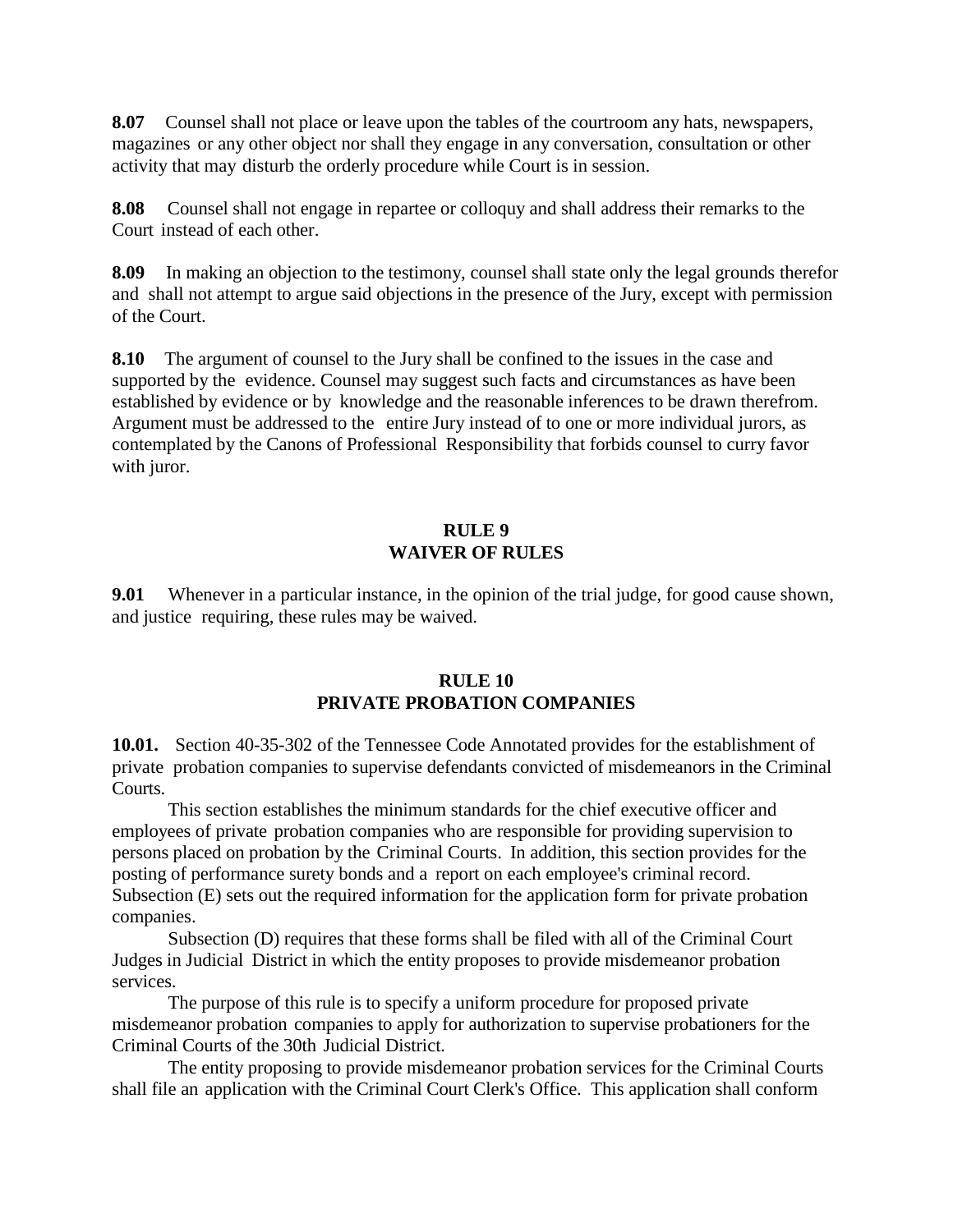**8.07** Counsel shall not place or leave upon the tables of the courtroom any hats, newspapers, magazines or any other object nor shall they engage in any conversation, consultation or other activity that may disturb the orderly procedure while Court is in session.

**8.08** Counsel shall not engage in repartee or colloquy and shall address their remarks to the Court instead of each other.

**8.09** In making an objection to the testimony, counsel shall state only the legal grounds therefor and shall not attempt to argue said objections in the presence of the Jury, except with permission of the Court.

**8.10** The argument of counsel to the Jury shall be confined to the issues in the case and supported by the evidence. Counsel may suggest such facts and circumstances as have been established by evidence or by knowledge and the reasonable inferences to be drawn therefrom. Argument must be addressed to the entire Jury instead of to one or more individual jurors, as contemplated by the Canons of Professional Responsibility that forbids counsel to curry favor with juror.

## RULE 9
## WAIVER OF RULES

**9.01** Whenever in a particular instance, in the opinion of the trial judge, for good cause shown, and justice requiring, these rules may be waived.

## RULE 10
## PRIVATE PROBATION COMPANIES

**10.01.** Section 40-35-302 of the Tennessee Code Annotated provides for the establishment of private probation companies to supervise defendants convicted of misdemeanors in the Criminal Courts.

This section establishes the minimum standards for the chief executive officer and employees of private probation companies who are responsible for providing supervision to persons placed on probation by the Criminal Courts. In addition, this section provides for the posting of performance surety bonds and a report on each employee's criminal record. Subsection (E) sets out the required information for the application form for private probation companies.

Subsection (D) requires that these forms shall be filed with all of the Criminal Court Judges in Judicial District in which the entity proposes to provide misdemeanor probation services.

The purpose of this rule is to specify a uniform procedure for proposed private misdemeanor probation companies to apply for authorization to supervise probationers for the Criminal Courts of the 30th Judicial District.

The entity proposing to provide misdemeanor probation services for the Criminal Courts shall file an application with the Criminal Court Clerk's Office. This application shall conform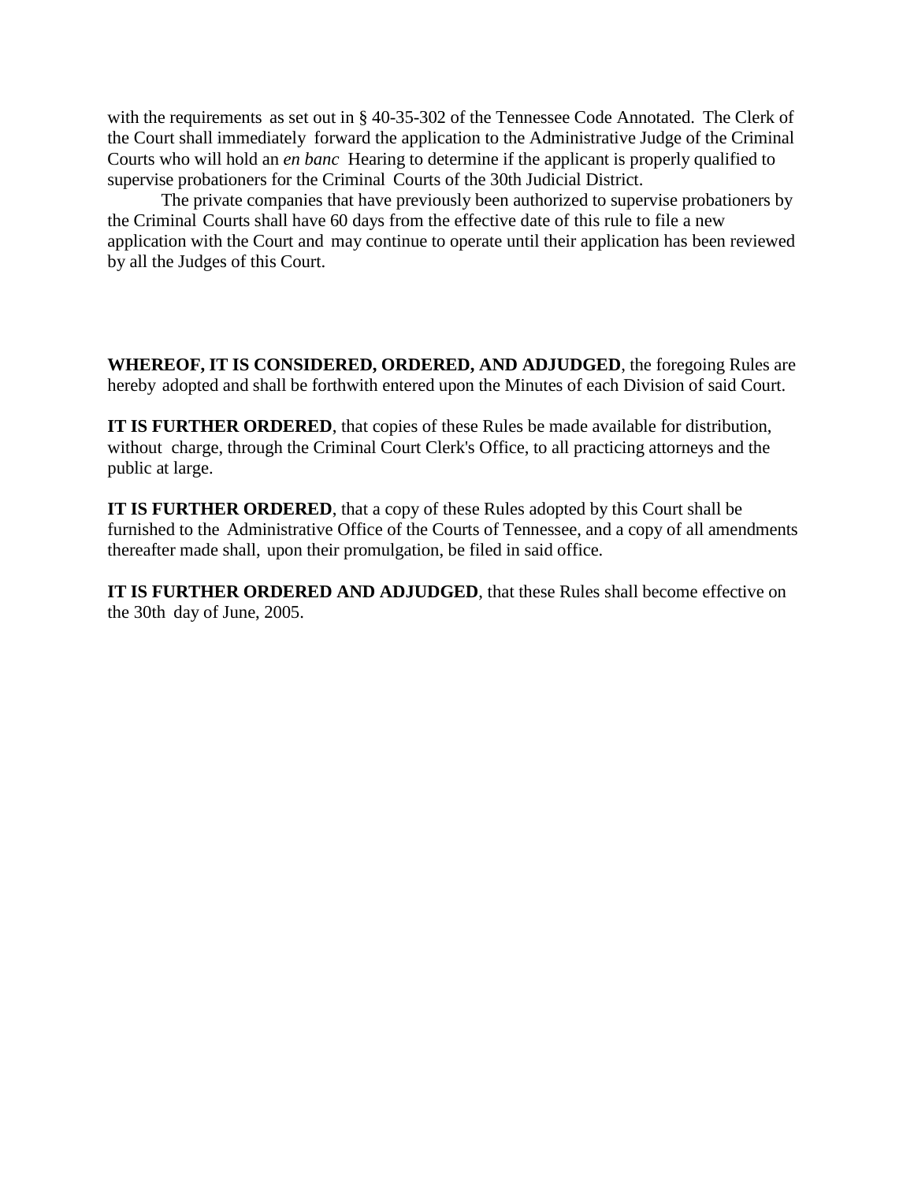with the requirements as set out in § 40-35-302 of the Tennessee Code Annotated. The Clerk of the Court shall immediately forward the application to the Administrative Judge of the Criminal Courts who will hold an *en banc* Hearing to determine if the applicant is properly qualified to supervise probationers for the Criminal Courts of the 30th Judicial District.

The private companies that have previously been authorized to supervise probationers by the Criminal Courts shall have 60 days from the effective date of this rule to file a new application with the Court and may continue to operate until their application has been reviewed by all the Judges of this Court.

**WHEREOF, IT IS CONSIDERED, ORDERED, AND ADJUDGED**, the foregoing Rules are hereby adopted and shall be forthwith entered upon the Minutes of each Division of said Court.

**IT IS FURTHER ORDERED**, that copies of these Rules be made available for distribution, without charge, through the Criminal Court Clerk's Office, to all practicing attorneys and the public at large.

**IT IS FURTHER ORDERED**, that a copy of these Rules adopted by this Court shall be furnished to the Administrative Office of the Courts of Tennessee, and a copy of all amendments thereafter made shall, upon their promulgation, be filed in said office.

**IT IS FURTHER ORDERED AND ADJUDGED**, that these Rules shall become effective on the 30th day of June, 2005.